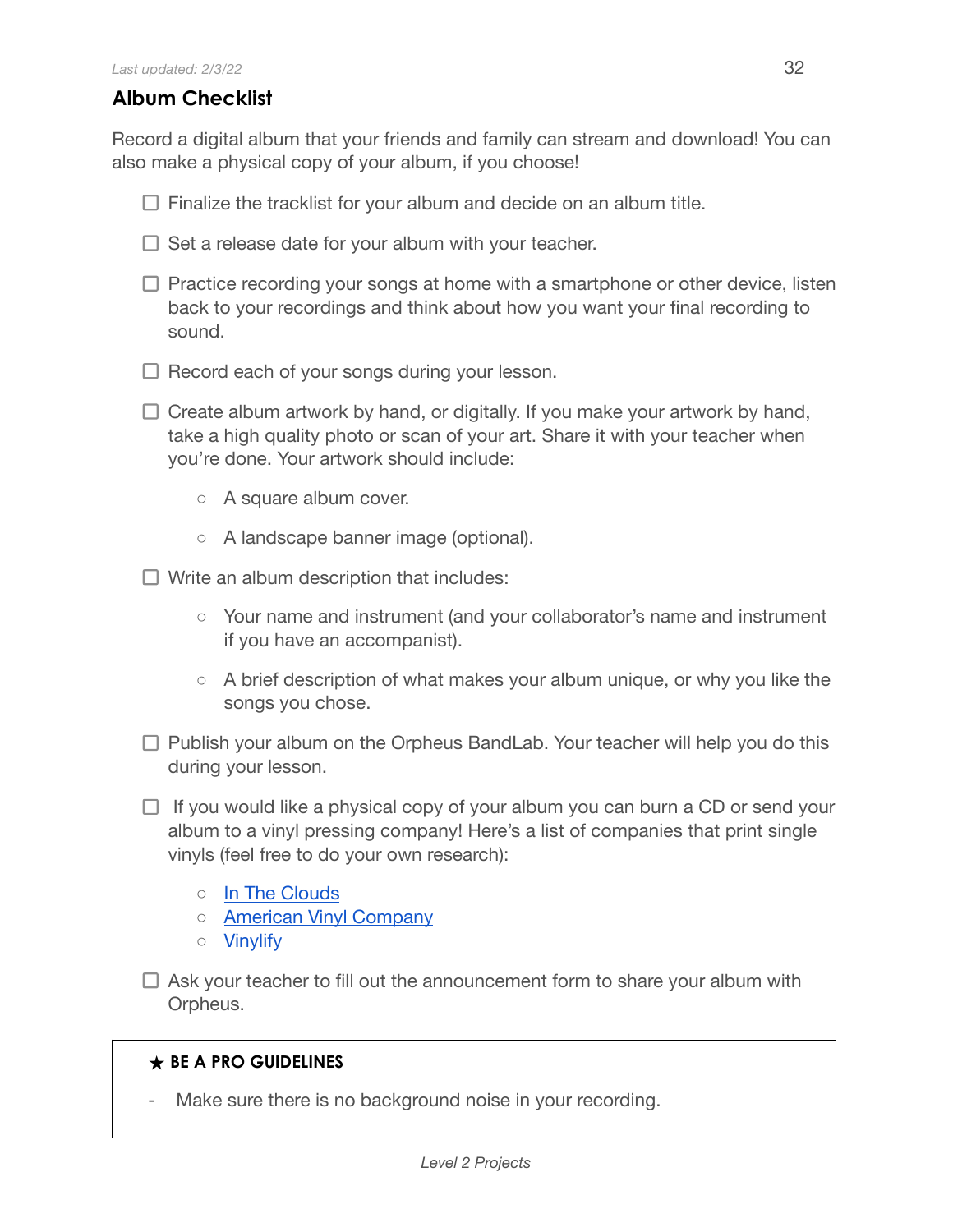## Album Checklist

Record a digital album that your friends and family can stream and download! You can also make a physical copy of your album, if you choose!

- [ ] Finalize the tracklist for your album and decide on an album title.
- [ ] Set a release date for your album with your teacher.
- [ ] Practice recording your songs at home with a smartphone or other device, listen back to your recordings and think about how you want your final recording to sound.
- [ ] Record each of your songs during your lesson.
- [ ] Create album artwork by hand, or digitally. If you make your artwork by hand, take a high quality photo or scan of your art. Share it with your teacher when you're done. Your artwork should include:
  - A square album cover.
  - A landscape banner image (optional).
- [ ] Write an album description that includes:
  - Your name and instrument (and your collaborator's name and instrument if you have an accompanist).
  - A brief description of what makes your album unique, or why you like the songs you chose.
- [ ] Publish your album on the Orpheus BandLab. Your teacher will help you do this during your lesson.
- [ ] If you would like a physical copy of your album you can burn a CD or send your album to a vinyl pressing company! Here's a list of companies that print single vinyls (feel free to do your own research):
  - In The Clouds
  - American Vinyl Company
  - Vinylify
- [ ] Ask your teacher to fill out the announcement form to share your album with Orpheus.

> ★ **BE A PRO GUIDELINES**
>
> - Make sure there is no background noise in your recording.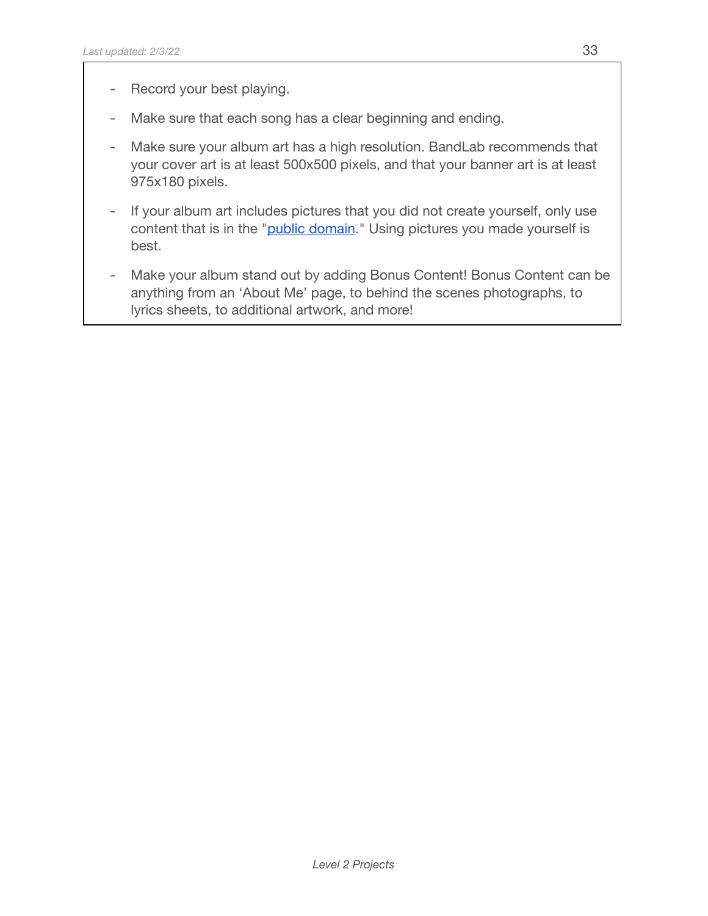- Record your best playing.
- Make sure that each song has a clear beginning and ending.
- Make sure your album art has a high resolution. BandLab recommends that your cover art is at least 500x500 pixels, and that your banner art is at least 975x180 pixels.
- If your album art includes pictures that you did not create yourself, only use content that is in the "public domain." Using pictures you made yourself is best.
- Make your album stand out by adding Bonus Content! Bonus Content can be anything from an 'About Me' page, to behind the scenes photographs, to lyrics sheets, to additional artwork, and more!